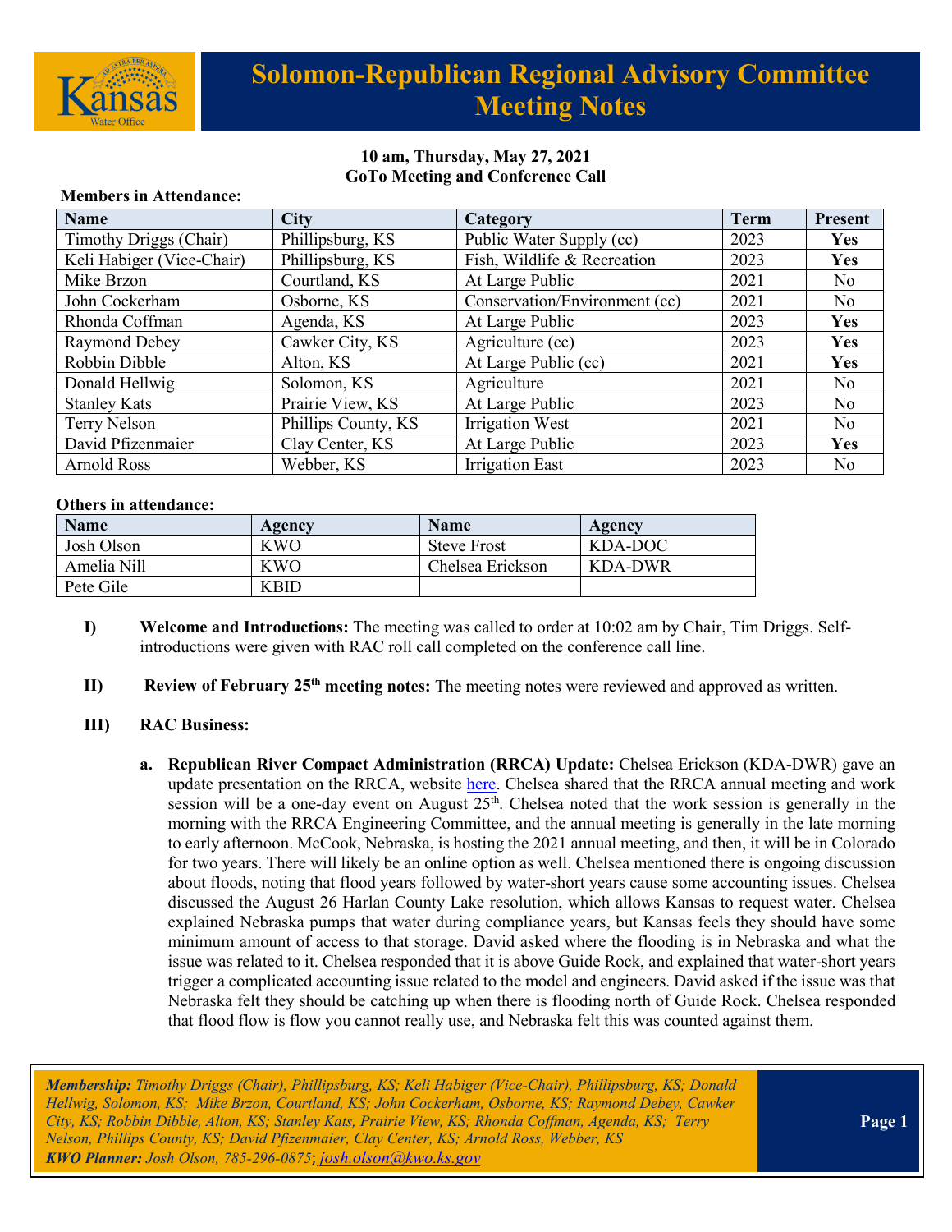# Solomon-Republican Regional Advisory Committee Meeting Notes

**10 am, Thursday, May 27, 2021**
**GoTo Meeting and Conference Call**

**Members in Attendance:**

| Name | City | Category | Term | Present |
|---|---|---|---|---|
| Timothy Driggs (Chair) | Phillipsburg, KS | Public Water Supply (cc) | 2023 | **Yes** |
| Keli Habiger (Vice-Chair) | Phillipsburg, KS | Fish, Wildlife & Recreation | 2023 | **Yes** |
| Mike Brzon | Courtland, KS | At Large Public | 2021 | No |
| John Cockerham | Osborne, KS | Conservation/Environment (cc) | 2021 | No |
| Rhonda Coffman | Agenda, KS | At Large Public | 2023 | **Yes** |
| Raymond Debey | Cawker City, KS | Agriculture (cc) | 2023 | **Yes** |
| Robbin Dibble | Alton, KS | At Large Public (cc) | 2021 | **Yes** |
| Donald Hellwig | Solomon, KS | Agriculture | 2021 | No |
| Stanley Kats | Prairie View, KS | At Large Public | 2023 | No |
| Terry Nelson | Phillips County, KS | Irrigation West | 2021 | No |
| David Pfizenmaier | Clay Center, KS | At Large Public | 2023 | **Yes** |
| Arnold Ross | Webber, KS | Irrigation East | 2023 | No |

**Others in attendance:**

| Name | Agency | Name | Agency |
|---|---|---|---|
| Josh Olson | KWO | Steve Frost | KDA-DOC |
| Amelia Nill | KWO | Chelsea Erickson | KDA-DWR |
| Pete Gile | KBID | | |

**I) Welcome and Introductions:** The meeting was called to order at 10:02 am by Chair, Tim Driggs. Self-introductions were given with RAC roll call completed on the conference call line.

**II) Review of February 25th meeting notes:** The meeting notes were reviewed and approved as written.

**III) RAC Business:**

**a. Republican River Compact Administration (RRCA) Update:** Chelsea Erickson (KDA-DWR) gave an update presentation on the RRCA, website here. Chelsea shared that the RRCA annual meeting and work session will be a one-day event on August 25th. Chelsea noted that the work session is generally in the morning with the RRCA Engineering Committee, and the annual meeting is generally in the late morning to early afternoon. McCook, Nebraska, is hosting the 2021 annual meeting, and then, it will be in Colorado for two years. There will likely be an online option as well. Chelsea mentioned there is ongoing discussion about floods, noting that flood years followed by water-short years cause some accounting issues. Chelsea discussed the August 26 Harlan County Lake resolution, which allows Kansas to request water. Chelsea explained Nebraska pumps that water during compliance years, but Kansas feels they should have some minimum amount of access to that storage. David asked where the flooding is in Nebraska and what the issue was related to it. Chelsea responded that it is above Guide Rock, and explained that water-short years trigger a complicated accounting issue related to the model and engineers. David asked if the issue was that Nebraska felt they should be catching up when there is flooding north of Guide Rock. Chelsea responded that flood flow is flow you cannot really use, and Nebraska felt this was counted against them.

*Membership: Timothy Driggs (Chair), Phillipsburg, KS; Keli Habiger (Vice-Chair), Phillipsburg, KS; Donald Hellwig, Solomon, KS; Mike Brzon, Courtland, KS; John Cockerham, Osborne, KS; Raymond Debey, Cawker City, KS; Robbin Dibble, Alton, KS; Stanley Kats, Prairie View, KS; Rhonda Coffman, Agenda, KS; Terry Nelson, Phillips County, KS; David Pfizenmaier, Clay Center, KS; Arnold Ross, Webber, KS*
*KWO Planner: Josh Olson, 785-296-0875; josh.olson@kwo.ks.gov*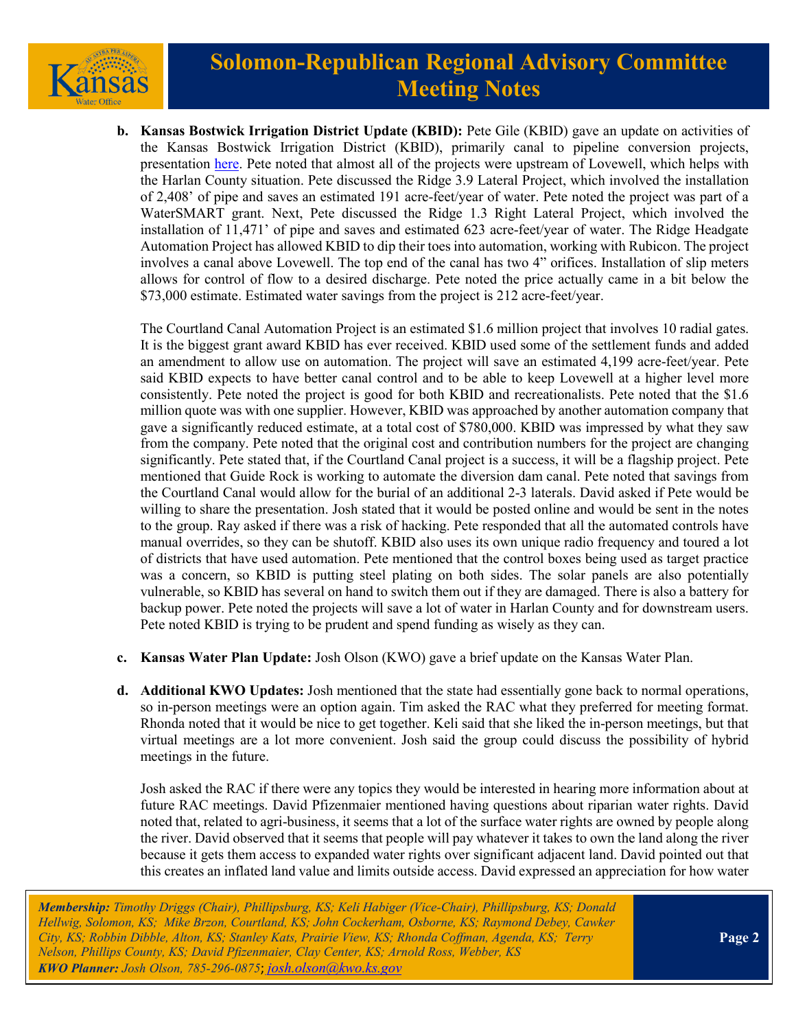**b. Kansas Bostwick Irrigation District Update (KBID):** Pete Gile (KBID) gave an update on activities of the Kansas Bostwick Irrigation District (KBID), primarily canal to pipeline conversion projects, presentation here. Pete noted that almost all of the projects were upstream of Lovewell, which helps with the Harlan County situation. Pete discussed the Ridge 3.9 Lateral Project, which involved the installation of 2,408' of pipe and saves an estimated 191 acre-feet/year of water. Pete noted the project was part of a WaterSMART grant. Next, Pete discussed the Ridge 1.3 Right Lateral Project, which involved the installation of 11,471' of pipe and saves and estimated 623 acre-feet/year of water. The Ridge Headgate Automation Project has allowed KBID to dip their toes into automation, working with Rubicon. The project involves a canal above Lovewell. The top end of the canal has two 4" orifices. Installation of slip meters allows for control of flow to a desired discharge. Pete noted the price actually came in a bit below the $73,000 estimate. Estimated water savings from the project is 212 acre-feet/year.

The Courtland Canal Automation Project is an estimated $1.6 million project that involves 10 radial gates. It is the biggest grant award KBID has ever received. KBID used some of the settlement funds and added an amendment to allow use on automation. The project will save an estimated 4,199 acre-feet/year. Pete said KBID expects to have better canal control and to be able to keep Lovewell at a higher level more consistently. Pete noted the project is good for both KBID and recreationalists. Pete noted that the $1.6 million quote was with one supplier. However, KBID was approached by another automation company that gave a significantly reduced estimate, at a total cost of $780,000. KBID was impressed by what they saw from the company. Pete noted that the original cost and contribution numbers for the project are changing significantly. Pete stated that, if the Courtland Canal project is a success, it will be a flagship project. Pete mentioned that Guide Rock is working to automate the diversion dam canal. Pete noted that savings from the Courtland Canal would allow for the burial of an additional 2-3 laterals. David asked if Pete would be willing to share the presentation. Josh stated that it would be posted online and would be sent in the notes to the group. Ray asked if there was a risk of hacking. Pete responded that all the automated controls have manual overrides, so they can be shutoff. KBID also uses its own unique radio frequency and toured a lot of districts that have used automation. Pete mentioned that the control boxes being used as target practice was a concern, so KBID is putting steel plating on both sides. The solar panels are also potentially vulnerable, so KBID has several on hand to switch them out if they are damaged. There is also a battery for backup power. Pete noted the projects will save a lot of water in Harlan County and for downstream users. Pete noted KBID is trying to be prudent and spend funding as wisely as they can.

**c. Kansas Water Plan Update:** Josh Olson (KWO) gave a brief update on the Kansas Water Plan.

**d. Additional KWO Updates:** Josh mentioned that the state had essentially gone back to normal operations, so in-person meetings were an option again. Tim asked the RAC what they preferred for meeting format. Rhonda noted that it would be nice to get together. Keli said that she liked the in-person meetings, but that virtual meetings are a lot more convenient. Josh said the group could discuss the possibility of hybrid meetings in the future.

Josh asked the RAC if there were any topics they would be interested in hearing more information about at future RAC meetings. David Pfizenmaier mentioned having questions about riparian water rights. David noted that, related to agri-business, it seems that a lot of the surface water rights are owned by people along the river. David observed that it seems that people will pay whatever it takes to own the land along the river because it gets them access to expanded water rights over significant adjacent land. David pointed out that this creates an inflated land value and limits outside access. David expressed an appreciation for how water

*Membership: Timothy Driggs (Chair), Phillipsburg, KS; Keli Habiger (Vice-Chair), Phillipsburg, KS; Donald Hellwig, Solomon, KS; Mike Brzon, Courtland, KS; John Cockerham, Osborne, KS; Raymond Debey, Cawker City, KS; Robbin Dibble, Alton, KS; Stanley Kats, Prairie View, KS; Rhonda Coffman, Agenda, KS; Terry Nelson, Phillips County, KS; David Pfizenmaier, Clay Center, KS; Arnold Ross, Webber, KS*
*KWO Planner: Josh Olson, 785-296-0875; josh.olson@kwo.ks.gov*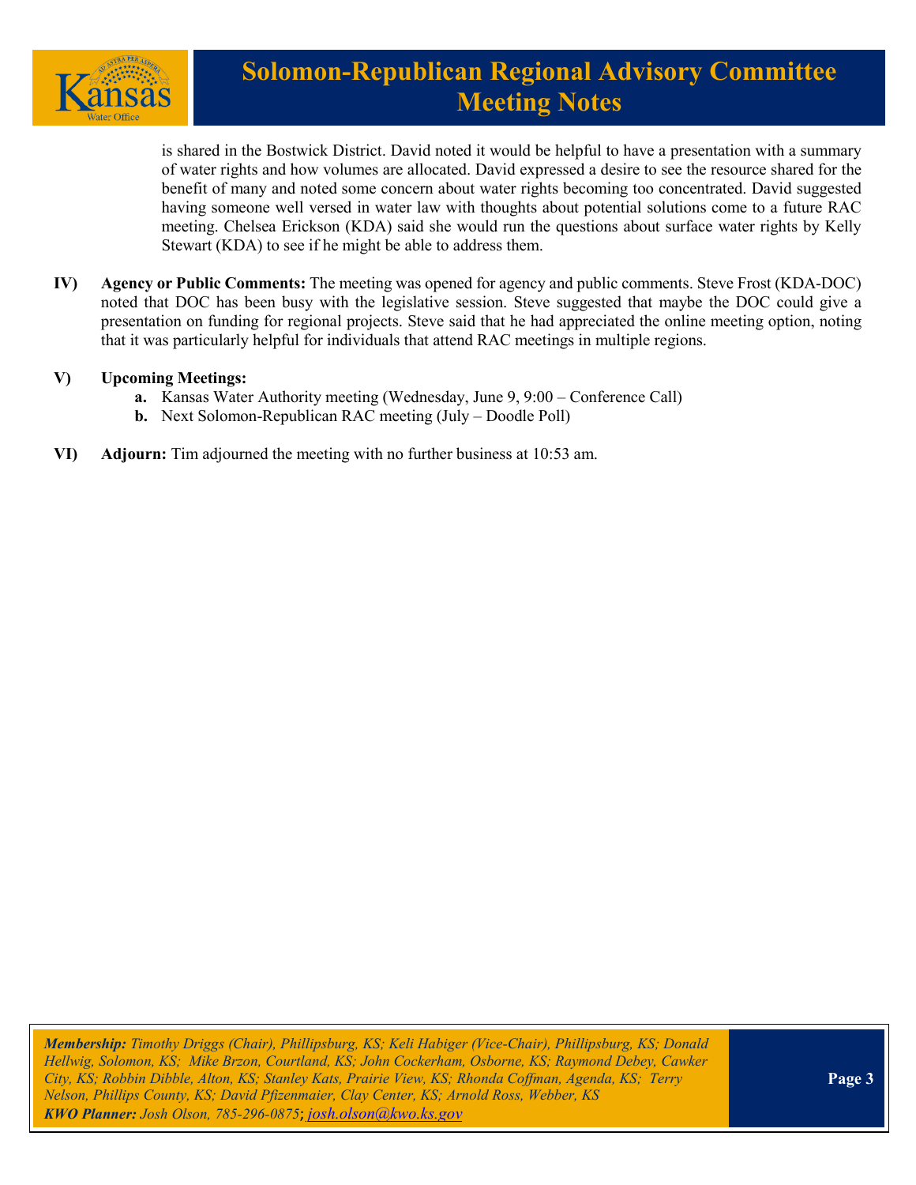is shared in the Bostwick District. David noted it would be helpful to have a presentation with a summary of water rights and how volumes are allocated. David expressed a desire to see the resource shared for the benefit of many and noted some concern about water rights becoming too concentrated. David suggested having someone well versed in water law with thoughts about potential solutions come to a future RAC meeting. Chelsea Erickson (KDA) said she would run the questions about surface water rights by Kelly Stewart (KDA) to see if he might be able to address them.

**IV) Agency or Public Comments:** The meeting was opened for agency and public comments. Steve Frost (KDA-DOC) noted that DOC has been busy with the legislative session. Steve suggested that maybe the DOC could give a presentation on funding for regional projects. Steve said that he had appreciated the online meeting option, noting that it was particularly helpful for individuals that attend RAC meetings in multiple regions.

**V) Upcoming Meetings:**

- **a.** Kansas Water Authority meeting (Wednesday, June 9, 9:00 – Conference Call)
- **b.** Next Solomon-Republican RAC meeting (July – Doodle Poll)

**VI) Adjourn:** Tim adjourned the meeting with no further business at 10:53 am.

***Membership:*** *Timothy Driggs (Chair), Phillipsburg, KS; Keli Habiger (Vice-Chair), Phillipsburg, KS; Donald Hellwig, Solomon, KS; Mike Brzon, Courtland, KS; John Cockerham, Osborne, KS; Raymond Debey, Cawker City, KS; Robbin Dibble, Alton, KS; Stanley Kats, Prairie View, KS; Rhonda Coffman, Agenda, KS; Terry Nelson, Phillips County, KS; David Pfizenmaier, Clay Center, KS; Arnold Ross, Webber, KS*
***KWO Planner:*** *Josh Olson, 785-296-0875; josh.olson@kwo.ks.gov*